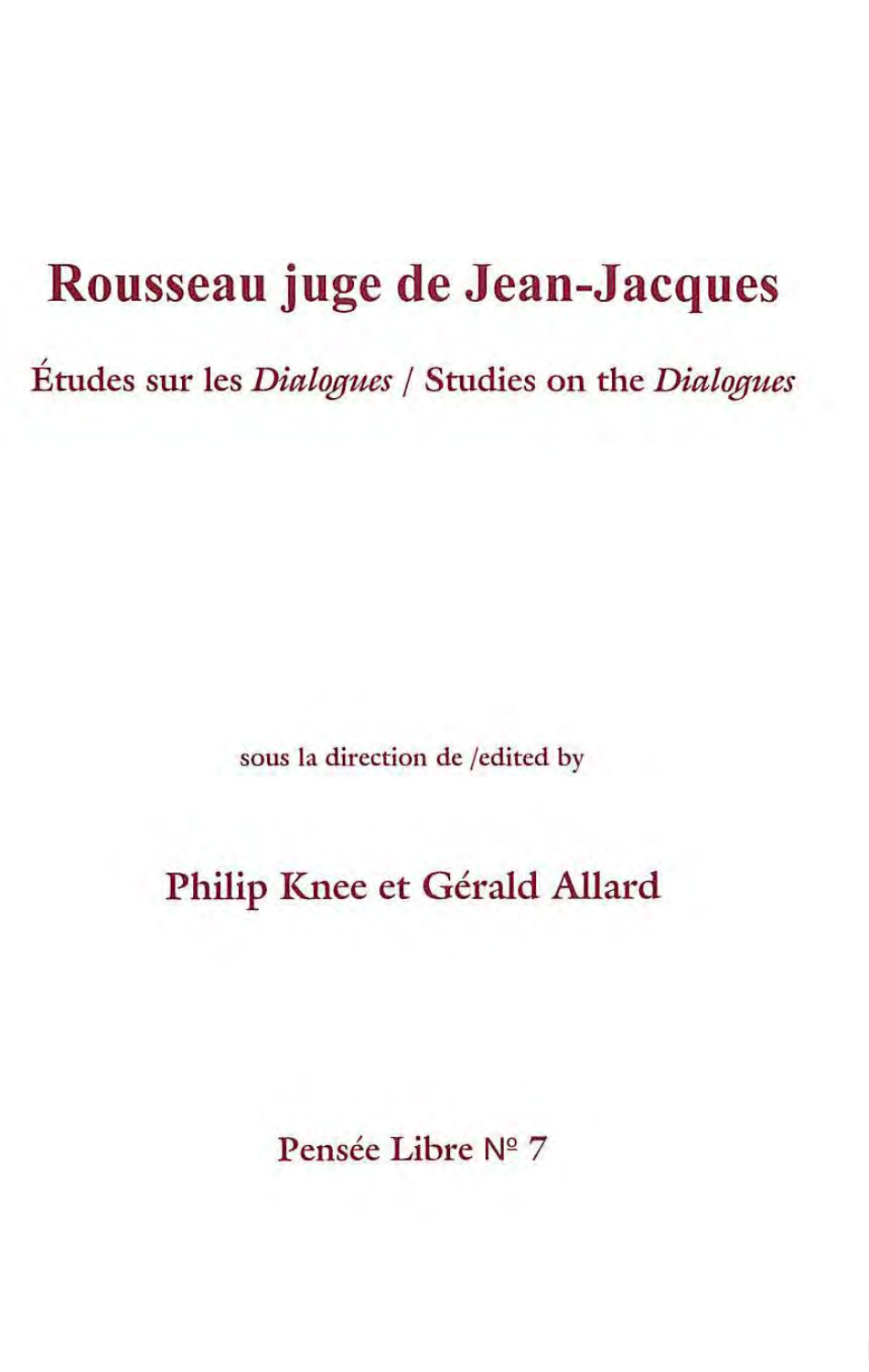# Rousseau juge de Jean-Jacques

## Études sur les *Dialogues* / Studies on the *Dialogues*

sous la direction de /edited by

Philip Knee et Gérald Allard

Pensée Libre № 7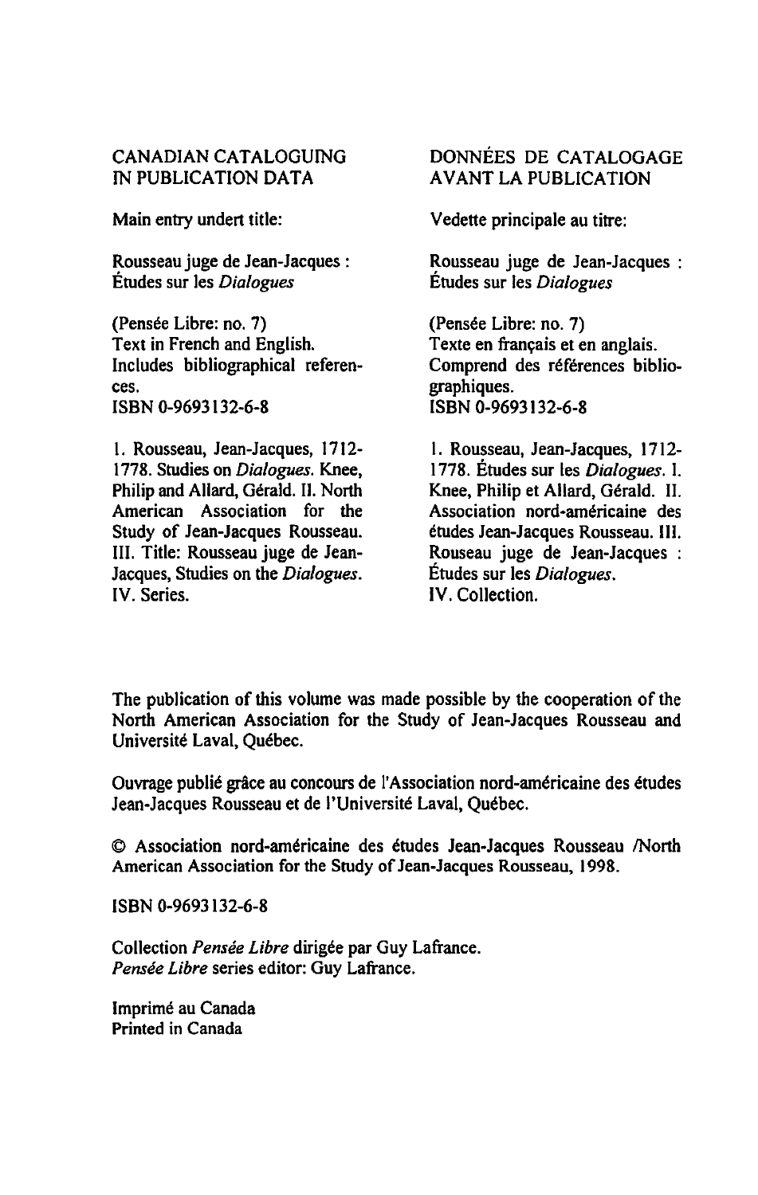CANADIAN CATALOGUING IN PUBLICATION DATA

Main entry undert title:

Rousseau juge de Jean-Jacques : Études sur les *Dialogues*

(Pensée Libre: no. 7)
Text in French and English.
Includes bibliographical references.
ISBN 0-9693132-6-8

I. Rousseau, Jean-Jacques, 1712-1778. Studies on *Dialogues*. Knee, Philip and Allard, Gérald. II. North American Association for the Study of Jean-Jacques Rousseau. III. Title: Rousseau juge de Jean-Jacques, Studies on the *Dialogues*. IV. Series.

DONNÉES DE CATALOGAGE AVANT LA PUBLICATION

Vedette principale au titre:

Rousseau juge de Jean-Jacques : Études sur les *Dialogues*

(Pensée Libre: no. 7)
Texte en français et en anglais.
Comprend des références bibliographiques.
ISBN 0-9693132-6-8

I. Rousseau, Jean-Jacques, 1712-1778. Études sur les *Dialogues*. I. Knee, Philip et Allard, Gérald. II. Association nord-américaine des études Jean-Jacques Rousseau. III. Rouseau juge de Jean-Jacques : Études sur les *Dialogues*.
IV. Collection.

The publication of this volume was made possible by the cooperation of the North American Association for the Study of Jean-Jacques Rousseau and Université Laval, Québec.

Ouvrage publié grâce au concours de l'Association nord-américaine des études Jean-Jacques Rousseau et de l'Université Laval, Québec.

© Association nord-américaine des études Jean-Jacques Rousseau /North American Association for the Study of Jean-Jacques Rousseau, 1998.

ISBN 0-9693132-6-8

Collection *Pensée Libre* dirigée par Guy Lafrance.
*Pensée Libre* series editor: Guy Lafrance.

Imprimé au Canada
Printed in Canada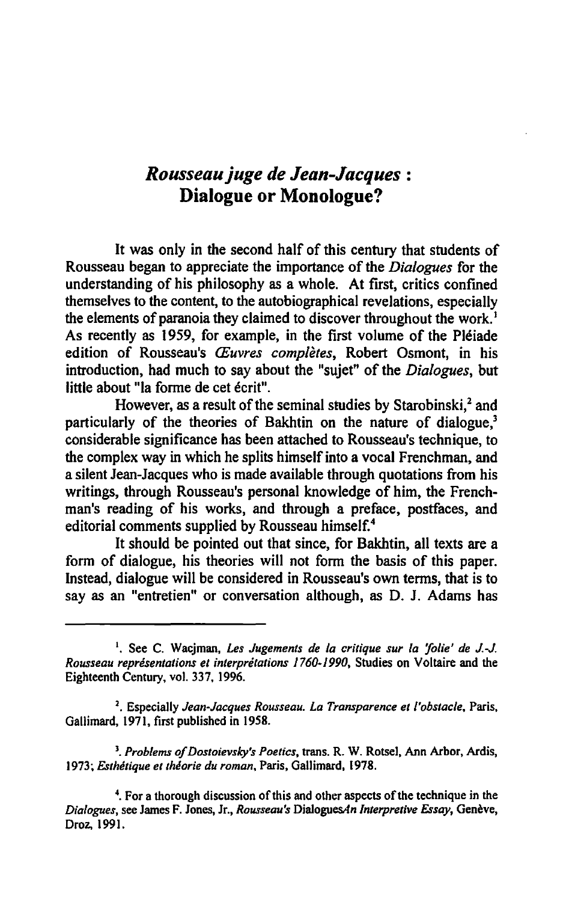# *Rousseau juge de Jean-Jacques* : Dialogue or Monologue?

It was only in the second half of this century that students of Rousseau began to appreciate the importance of the *Dialogues* for the understanding of his philosophy as a whole. At first, critics confined themselves to the content, to the autobiographical revelations, especially the elements of paranoia they claimed to discover throughout the work.[1] As recently as 1959, for example, in the first volume of the Pléiade edition of Rousseau's *Œuvres complètes*, Robert Osmont, in his introduction, had much to say about the "sujet" of the *Dialogues*, but little about "la forme de cet écrit".

However, as a result of the seminal studies by Starobinski,[2] and particularly of the theories of Bakhtin on the nature of dialogue,[3] considerable significance has been attached to Rousseau's technique, to the complex way in which he splits himself into a vocal Frenchman, and a silent Jean-Jacques who is made available through quotations from his writings, through Rousseau's personal knowledge of him, the Frenchman's reading of his works, and through a preface, postfaces, and editorial comments supplied by Rousseau himself.[4]

It should be pointed out that since, for Bakhtin, all texts are a form of dialogue, his theories will not form the basis of this paper. Instead, dialogue will be considered in Rousseau's own terms, that is to say as an "entretien" or conversation although, as D. J. Adams has

---

[1]. See C. Wacjman, *Les Jugements de la critique sur la 'folie' de J.-J. Rousseau représentations et interprétations 1760-1990*, Studies on Voltaire and the Eighteenth Century, vol. 337, 1996.

[2]. Especially *Jean-Jacques Rousseau. La Transparence et l'obstacle*, Paris, Gallimard, 1971, first published in 1958.

[3]. *Problems of Dostoievsky's Poetics*, trans. R. W. Rotsel, Ann Arbor, Ardis, 1973; *Esthétique et théorie du roman*, Paris, Gallimard, 1978.

[4]. For a thorough discussion of this and other aspects of the technique in the *Dialogues*, see James F. Jones, Jr., *Rousseau's* Dialogues*An Interpretive Essay*, Genève, Droz, 1991.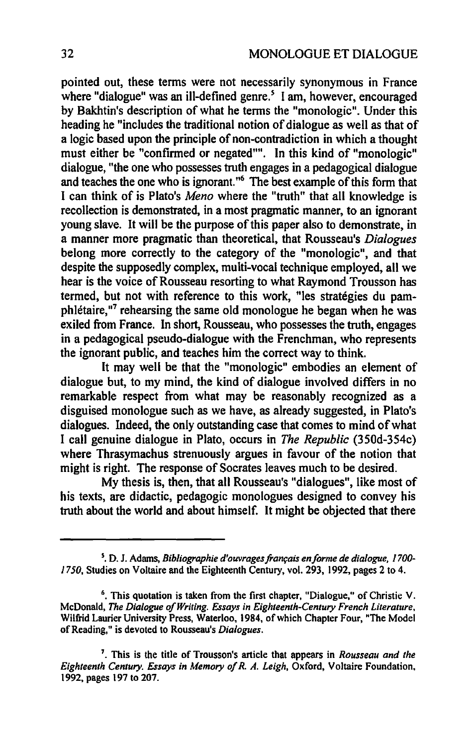pointed out, these terms were not necessarily synonymous in France where "dialogue" was an ill-defined genre.[5] I am, however, encouraged by Bakhtin's description of what he terms the "monologic". Under this heading he "includes the traditional notion of dialogue as well as that of a logic based upon the principle of non-contradiction in which a thought must either be "confirmed or negated"". In this kind of "monologic" dialogue, "the one who possesses truth engages in a pedagogical dialogue and teaches the one who is ignorant."[6] The best example of this form that I can think of is Plato's *Meno* where the "truth" that all knowledge is recollection is demonstrated, in a most pragmatic manner, to an ignorant young slave. It will be the purpose of this paper also to demonstrate, in a manner more pragmatic than theoretical, that Rousseau's *Dialogues* belong more correctly to the category of the "monologic", and that despite the supposedly complex, multi-vocal technique employed, all we hear is the voice of Rousseau resorting to what Raymond Trousson has termed, but not with reference to this work, "les stratégies du pamphlétaire,"[7] rehearsing the same old monologue he began when he was exiled from France. In short, Rousseau, who possesses the truth, engages in a pedagogical pseudo-dialogue with the Frenchman, who represents the ignorant public, and teaches him the correct way to think.

It may well be that the "monologic" embodies an element of dialogue but, to my mind, the kind of dialogue involved differs in no remarkable respect from what may be reasonably recognized as a disguised monologue such as we have, as already suggested, in Plato's dialogues. Indeed, the only outstanding case that comes to mind of what I call genuine dialogue in Plato, occurs in *The Republic* (350d-354c) where Thrasymachus strenuously argues in favour of the notion that might is right. The response of Socrates leaves much to be desired.

My thesis is, then, that all Rousseau's "dialogues", like most of his texts, are didactic, pedagogic monologues designed to convey his truth about the world and about himself. It might be objected that there

---

[5]. D. J. Adams, *Bibliographie d'ouvrages français en forme de dialogue, 1700-1750*, Studies on Voltaire and the Eighteenth Century, vol. 293, 1992, pages 2 to 4.

[6]. This quotation is taken from the first chapter, "Dialogue," of Christie V. McDonald, *The Dialogue of Writing. Essays in Eighteenth-Century French Literature*, Wilfrid Laurier University Press, Waterloo, 1984, of which Chapter Four, "The Model of Reading," is devoted to Rousseau's *Dialogues*.

[7]. This is the title of Trousson's article that appears in *Rousseau and the Eighteenth Century. Essays in Memory of R. A. Leigh*, Oxford, Voltaire Foundation, 1992, pages 197 to 207.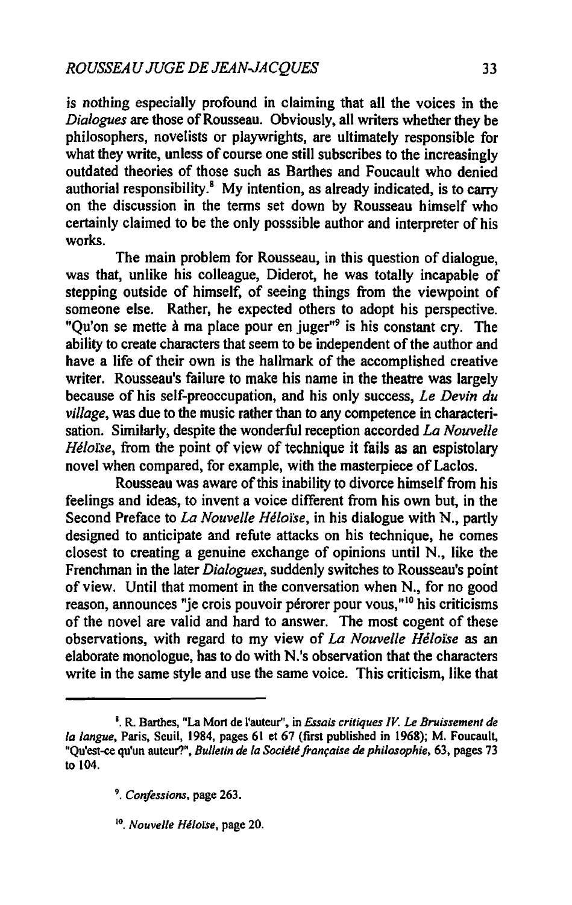is nothing especially profound in claiming that all the voices in the *Dialogues* are those of Rousseau. Obviously, all writers whether they be philosophers, novelists or playwrights, are ultimately responsible for what they write, unless of course one still subscribes to the increasingly outdated theories of those such as Barthes and Foucault who denied authorial responsibility.[8] My intention, as already indicated, is to carry on the discussion in the terms set down by Rousseau himself who certainly claimed to be the only posssible author and interpreter of his works.

The main problem for Rousseau, in this question of dialogue, was that, unlike his colleague, Diderot, he was totally incapable of stepping outside of himself, of seeing things from the viewpoint of someone else. Rather, he expected others to adopt his perspective. "Qu'on se mette à ma place pour en juger"[9] is his constant cry. The ability to create characters that seem to be independent of the author and have a life of their own is the hallmark of the accomplished creative writer. Rousseau's failure to make his name in the theatre was largely because of his self-preoccupation, and his only success, *Le Devin du village*, was due to the music rather than to any competence in characterisation. Similarly, despite the wonderful reception accorded *La Nouvelle Héloïse*, from the point of view of technique it fails as an espistolary novel when compared, for example, with the masterpiece of Laclos.

Rousseau was aware of this inability to divorce himself from his feelings and ideas, to invent a voice different from his own but, in the Second Preface to *La Nouvelle Héloïse*, in his dialogue with N., partly designed to anticipate and refute attacks on his technique, he comes closest to creating a genuine exchange of opinions until N., like the Frenchman in the later *Dialogues*, suddenly switches to Rousseau's point of view. Until that moment in the conversation when N., for no good reason, announces "je crois pouvoir pérorer pour vous,"[10] his criticisms of the novel are valid and hard to answer. The most cogent of these observations, with regard to my view of *La Nouvelle Héloïse* as an elaborate monologue, has to do with N.'s observation that the characters write in the same style and use the same voice. This criticism, like that

---

[8]. R. Barthes, "La Mort de l'auteur", in *Essais critiques IV. Le Bruissement de la langue*, Paris, Seuil, 1984, pages 61 et 67 (first published in 1968); M. Foucault, "Qu'est-ce qu'un auteur?", *Bulletin de la Société française de philosophie*, 63, pages 73 to 104.

[9]. *Confessions*, page 263.

[10]. *Nouvelle Héloïse*, page 20.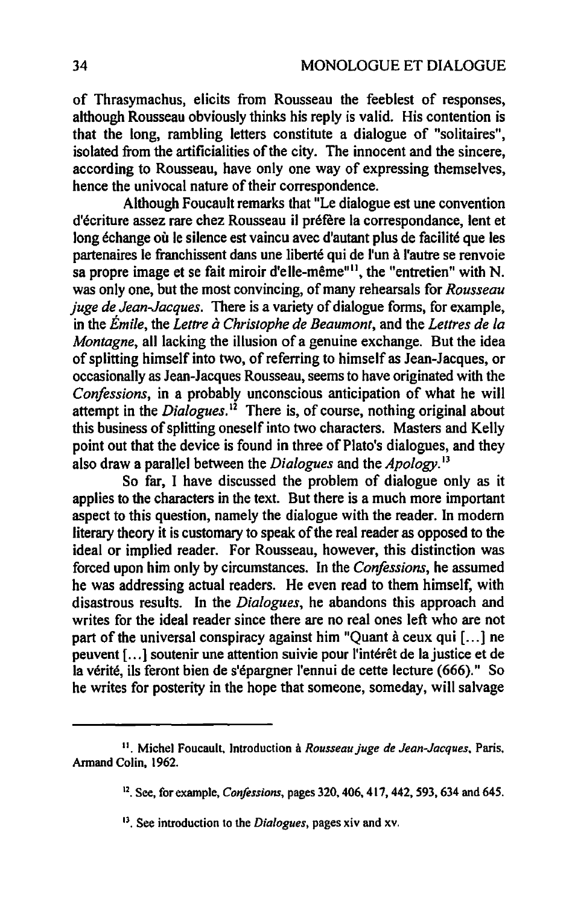of Thrasymachus, elicits from Rousseau the feeblest of responses, although Rousseau obviously thinks his reply is valid. His contention is that the long, rambling letters constitute a dialogue of "solitaires", isolated from the artificialities of the city. The innocent and the sincere, according to Rousseau, have only one way of expressing themselves, hence the univocal nature of their correspondence.

Although Foucault remarks that "Le dialogue est une convention d'écriture assez rare chez Rousseau il préfère la correspondance, lent et long échange où le silence est vaincu avec d'autant plus de facilité que les partenaires le franchissent dans une liberté qui de l'un à l'autre se renvoie sa propre image et se fait miroir d'elle-même"[11], the "entretien" with N. was only one, but the most convincing, of many rehearsals for *Rousseau juge de Jean-Jacques*. There is a variety of dialogue forms, for example, in the *Émile*, the *Lettre à Christophe de Beaumont*, and the *Lettres de la Montagne*, all lacking the illusion of a genuine exchange. But the idea of splitting himself into two, of referring to himself as Jean-Jacques, or occasionally as Jean-Jacques Rousseau, seems to have originated with the *Confessions*, in a probably unconscious anticipation of what he will attempt in the *Dialogues*.[12] There is, of course, nothing original about this business of splitting oneself into two characters. Masters and Kelly point out that the device is found in three of Plato's dialogues, and they also draw a parallel between the *Dialogues* and the *Apology*.[13]

So far, I have discussed the problem of dialogue only as it applies to the characters in the text. But there is a much more important aspect to this question, namely the dialogue with the reader. In modern literary theory it is customary to speak of the real reader as opposed to the ideal or implied reader. For Rousseau, however, this distinction was forced upon him only by circumstances. In the *Confessions*, he assumed he was addressing actual readers. He even read to them himself, with disastrous results. In the *Dialogues*, he abandons this approach and writes for the ideal reader since there are no real ones left who are not part of the universal conspiracy against him "Quant à ceux qui [...] ne peuvent [...] soutenir une attention suivie pour l'intérêt de la justice et de la vérité, ils feront bien de s'épargner l'ennui de cette lecture (666)." So he writes for posterity in the hope that someone, someday, will salvage

---

[11]. Michel Foucault, Introduction à *Rousseau juge de Jean-Jacques*, Paris, Armand Colin, 1962.

[12]. See, for example, *Confessions*, pages 320, 406, 417, 442, 593, 634 and 645.

[13]. See introduction to the *Dialogues*, pages xiv and xv.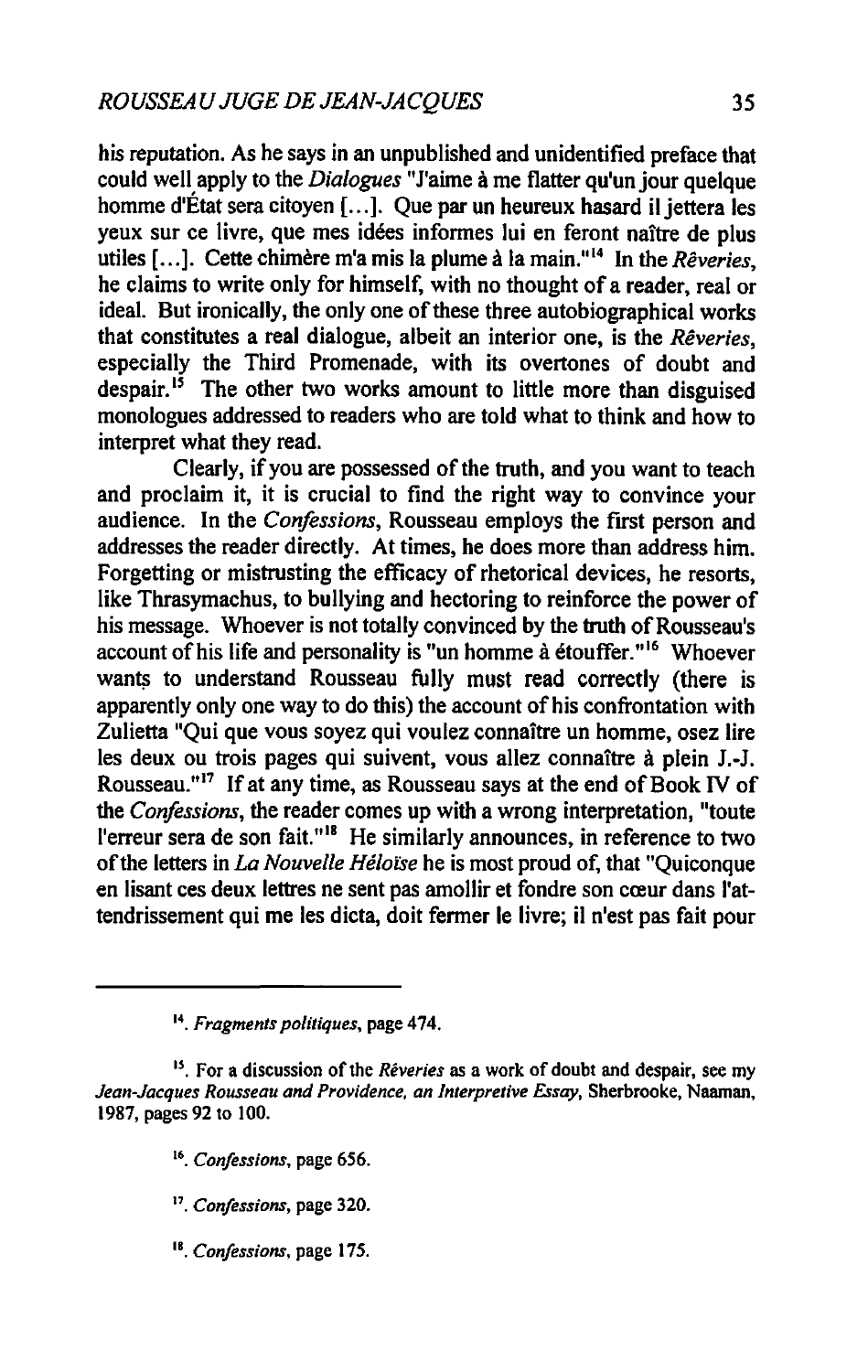his reputation. As he says in an unpublished and unidentified preface that could well apply to the *Dialogues* "J'aime à me flatter qu'un jour quelque homme d'État sera citoyen [...]. Que par un heureux hasard il jettera les yeux sur ce livre, que mes idées informes lui en feront naître de plus utiles [...]. Cette chimère m'a mis la plume à la main."[14] In the *Rêveries*, he claims to write only for himself, with no thought of a reader, real or ideal. But ironically, the only one of these three autobiographical works that constitutes a real dialogue, albeit an interior one, is the *Rêveries*, especially the Third Promenade, with its overtones of doubt and despair.[15] The other two works amount to little more than disguised monologues addressed to readers who are told what to think and how to interpret what they read.

Clearly, if you are possessed of the truth, and you want to teach and proclaim it, it is crucial to find the right way to convince your audience. In the *Confessions*, Rousseau employs the first person and addresses the reader directly. At times, he does more than address him. Forgetting or mistrusting the efficacy of rhetorical devices, he resorts, like Thrasymachus, to bullying and hectoring to reinforce the power of his message. Whoever is not totally convinced by the truth of Rousseau's account of his life and personality is "un homme à étouffer."[16] Whoever wants to understand Rousseau fully must read correctly (there is apparently only one way to do this) the account of his confrontation with Zulietta "Qui que vous soyez qui voulez connaître un homme, osez lire les deux ou trois pages qui suivent, vous allez connaître à plein J.-J. Rousseau."[17] If at any time, as Rousseau says at the end of Book IV of the *Confessions*, the reader comes up with a wrong interpretation, "toute l'erreur sera de son fait."[18] He similarly announces, in reference to two of the letters in *La Nouvelle Héloïse* he is most proud of, that "Quiconque en lisant ces deux lettres ne sent pas amollir et fondre son cœur dans l'attendrissement qui me les dicta, doit fermer le livre; il n'est pas fait pour

---

[14]. *Fragments politiques*, page 474.

[15]. For a discussion of the *Rêveries* as a work of doubt and despair, see my *Jean-Jacques Rousseau and Providence, an Interpretive Essay*, Sherbrooke, Naaman, 1987, pages 92 to 100.

[16]. *Confessions*, page 656.

[17]. *Confessions*, page 320.

[18]. *Confessions*, page 175.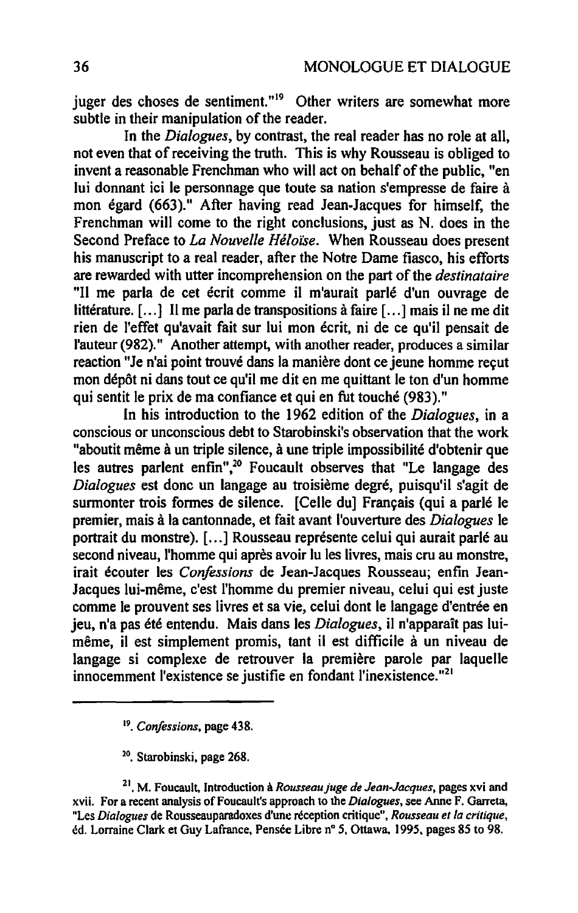juger des choses de sentiment."[19] Other writers are somewhat more subtle in their manipulation of the reader.

In the *Dialogues*, by contrast, the real reader has no role at all, not even that of receiving the truth. This is why Rousseau is obliged to invent a reasonable Frenchman who will act on behalf of the public, "en lui donnant ici le personnage que toute sa nation s'empresse de faire à mon égard (663)." After having read Jean-Jacques for himself, the Frenchman will come to the right conclusions, just as N. does in the Second Preface to *La Nouvelle Héloïse*. When Rousseau does present his manuscript to a real reader, after the Notre Dame fiasco, his efforts are rewarded with utter incomprehension on the part of the *destinataire* "Il me parla de cet écrit comme il m'aurait parlé d'un ouvrage de littérature. [...] Il me parla de transpositions à faire [...] mais il ne me dit rien de l'effet qu'avait fait sur lui mon écrit, ni de ce qu'il pensait de l'auteur (982)." Another attempt, with another reader, produces a similar reaction "Je n'ai point trouvé dans la manière dont ce jeune homme reçut mon dépôt ni dans tout ce qu'il me dit en me quittant le ton d'un homme qui sentit le prix de ma confiance et qui en fût touché (983)."

In his introduction to the 1962 edition of the *Dialogues*, in a conscious or unconscious debt to Starobinski's observation that the work "aboutit même à un triple silence, à une triple impossibilité d'obtenir que les autres parlent enfin",[20] Foucault observes that "Le langage des *Dialogues* est donc un langage au troisième degré, puisqu'il s'agit de surmonter trois formes de silence. [Celle du] Français (qui a parlé le premier, mais à la cantonnade, et fait avant l'ouverture des *Dialogues* le portrait du monstre). [...] Rousseau représente celui qui aurait parlé au second niveau, l'homme qui après avoir lu les livres, mais cru au monstre, irait écouter les *Confessions* de Jean-Jacques Rousseau; enfin Jean-Jacques lui-même, c'est l'homme du premier niveau, celui qui est juste comme le prouvent ses livres et sa vie, celui dont le langage d'entrée en jeu, n'a pas été entendu. Mais dans les *Dialogues*, il n'apparaît pas lui-même, il est simplement promis, tant il est difficile à un niveau de langage si complexe de retrouver la première parole par laquelle innocemment l'existence se justifie en fondant l'inexistence."[21]

---

[19]. *Confessions*, page 438.

[20]. Starobinski, page 268.

[21]. M. Foucault, Introduction à *Rousseau juge de Jean-Jacques*, pages xvi and xvii. For a recent analysis of Foucault's approach to the *Dialogues*, see Anne F. Garreta, "Les *Dialogues* de Rousseauparadoxes d'une réception critique", *Rousseau et la critique*, éd. Lorraine Clark et Guy Lafrance, Pensée Libre n° 5, Ottawa, 1995, pages 85 to 98.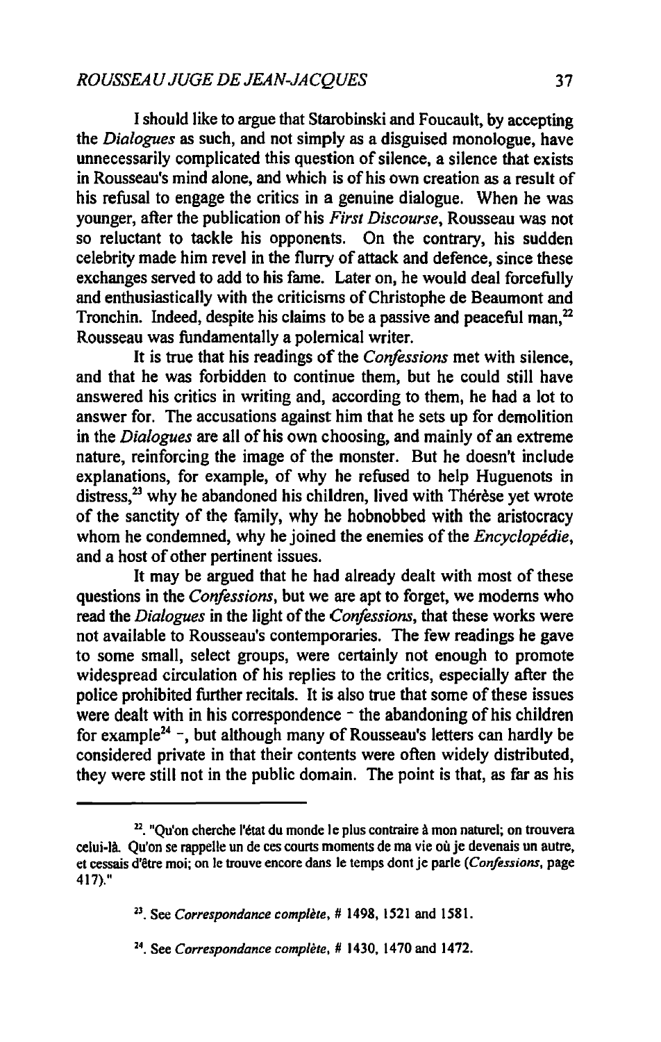I should like to argue that Starobinski and Foucault, by accepting the *Dialogues* as such, and not simply as a disguised monologue, have unnecessarily complicated this question of silence, a silence that exists in Rousseau's mind alone, and which is of his own creation as a result of his refusal to engage the critics in a genuine dialogue. When he was younger, after the publication of his *First Discourse*, Rousseau was not so reluctant to tackle his opponents. On the contrary, his sudden celebrity made him revel in the flurry of attack and defence, since these exchanges served to add to his fame. Later on, he would deal forcefully and enthusiastically with the criticisms of Christophe de Beaumont and Tronchin. Indeed, despite his claims to be a passive and peaceful man,[22] Rousseau was fundamentally a polemical writer.

It is true that his readings of the *Confessions* met with silence, and that he was forbidden to continue them, but he could still have answered his critics in writing and, according to them, he had a lot to answer for. The accusations against him that he sets up for demolition in the *Dialogues* are all of his own choosing, and mainly of an extreme nature, reinforcing the image of the monster. But he doesn't include explanations, for example, of why he refused to help Huguenots in distress,[23] why he abandoned his children, lived with Thérèse yet wrote of the sanctity of the family, why he hobnobbed with the aristocracy whom he condemned, why he joined the enemies of the *Encyclopédie*, and a host of other pertinent issues.

It may be argued that he had already dealt with most of these questions in the *Confessions*, but we are apt to forget, we moderns who read the *Dialogues* in the light of the *Confessions*, that these works were not available to Rousseau's contemporaries. The few readings he gave to some small, select groups, were certainly not enough to promote widespread circulation of his replies to the critics, especially after the police prohibited further recitals. It is also true that some of these issues were dealt with in his correspondence - the abandoning of his children for example[24] -, but although many of Rousseau's letters can hardly be considered private in that their contents were often widely distributed, they were still not in the public domain. The point is that, as far as his

---

[22]. "Qu'on cherche l'état du monde le plus contraire à mon naturel; on trouvera celui-là. Qu'on se rappelle un de ces courts moments de ma vie où je devenais un autre, et cessais d'être moi; on le trouve encore dans le temps dont je parle (*Confessions*, page 417)."

[23]. See *Correspondance complète*, # 1498, 1521 and 1581.

[24]. See *Correspondance complète*, # 1430, 1470 and 1472.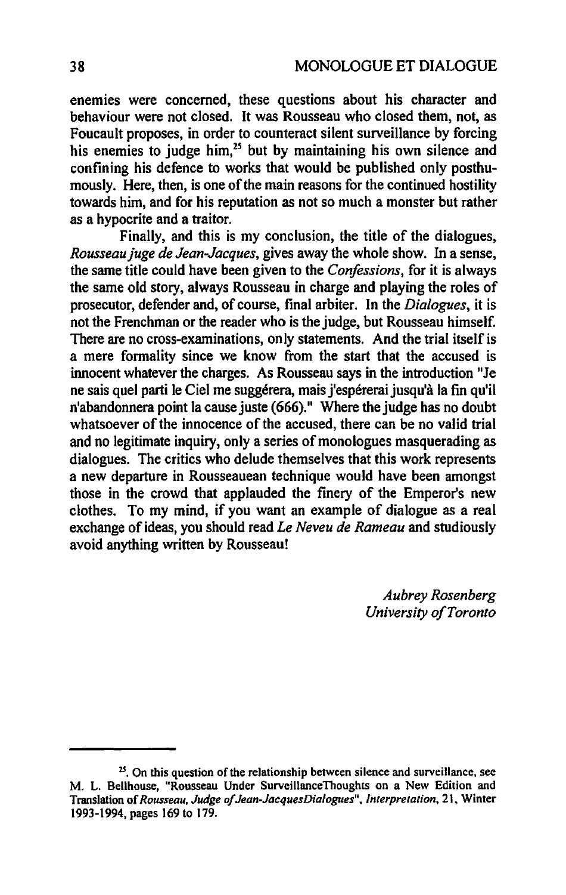enemies were concerned, these questions about his character and behaviour were not closed. It was Rousseau who closed them, not, as Foucault proposes, in order to counteract silent surveillance by forcing his enemies to judge him,[25] but by maintaining his own silence and confining his defence to works that would be published only posthumously. Here, then, is one of the main reasons for the continued hostility towards him, and for his reputation as not so much a monster but rather as a hypocrite and a traitor.

Finally, and this is my conclusion, the title of the dialogues, *Rousseau juge de Jean-Jacques*, gives away the whole show. In a sense, the same title could have been given to the *Confessions*, for it is always the same old story, always Rousseau in charge and playing the roles of prosecutor, defender and, of course, final arbiter. In the *Dialogues*, it is not the Frenchman or the reader who is the judge, but Rousseau himself. There are no cross-examinations, only statements. And the trial itself is a mere formality since we know from the start that the accused is innocent whatever the charges. As Rousseau says in the introduction "Je ne sais quel parti le Ciel me suggérera, mais j'espérerai jusqu'à la fin qu'il n'abandonnera point la cause juste (666)." Where the judge has no doubt whatsoever of the innocence of the accused, there can be no valid trial and no legitimate inquiry, only a series of monologues masquerading as dialogues. The critics who delude themselves that this work represents a new departure in Rousseauean technique would have been amongst those in the crowd that applauded the finery of the Emperor's new clothes. To my mind, if you want an example of dialogue as a real exchange of ideas, you should read *Le Neveu de Rameau* and studiously avoid anything written by Rousseau!

*Aubrey Rosenberg*
*University of Toronto*

---

[25]. On this question of the relationship between silence and surveillance, see M. L. Bellhouse, "Rousseau Under SurveillanceThoughts on a New Edition and Translation of *Rousseau, Judge of Jean-JacquesDialogues*", *Interpretation*, 21, Winter 1993-1994, pages 169 to 179.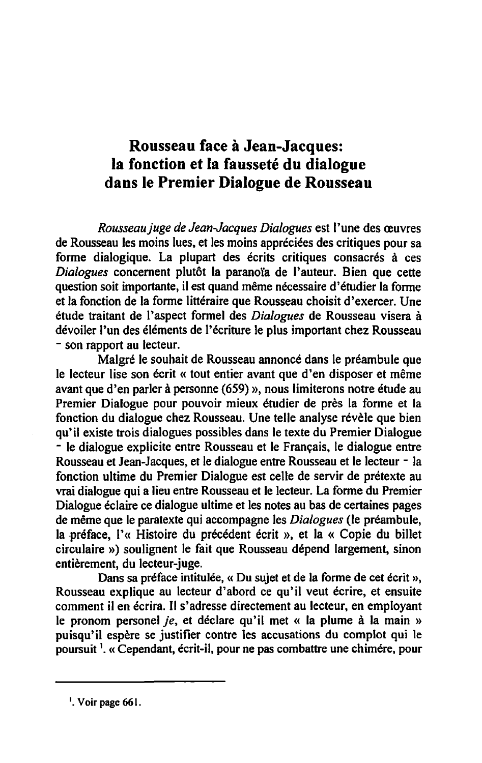# Rousseau face à Jean-Jacques: la fonction et la fausseté du dialogue dans le Premier Dialogue de Rousseau

*Rousseau juge de Jean-Jacques Dialogues* est l'une des œuvres de Rousseau les moins lues, et les moins appréciées des critiques pour sa forme dialogique. La plupart des écrits critiques consacrés à ces *Dialogues* concernent plutôt la paranoïa de l'auteur. Bien que cette question soit importante, il est quand même nécessaire d'étudier la forme et la fonction de la forme littéraire que Rousseau choisit d'exercer. Une étude traitant de l'aspect formel des *Dialogues* de Rousseau visera à dévoiler l'un des éléments de l'écriture le plus important chez Rousseau - son rapport au lecteur.

Malgré le souhait de Rousseau annoncé dans le préambule que le lecteur lise son écrit « tout entier avant que d'en disposer et même avant que d'en parler à personne (659) », nous limiterons notre étude au Premier Dialogue pour pouvoir mieux étudier de près la forme et la fonction du dialogue chez Rousseau. Une telle analyse révèle que bien qu'il existe trois dialogues possibles dans le texte du Premier Dialogue - le dialogue explicite entre Rousseau et le Français, le dialogue entre Rousseau et Jean-Jacques, et le dialogue entre Rousseau et le lecteur - la fonction ultime du Premier Dialogue est celle de servir de prétexte au vrai dialogue qui a lieu entre Rousseau et le lecteur. La forme du Premier Dialogue éclaire ce dialogue ultime et les notes au bas de certaines pages de même que le paratexte qui accompagne les *Dialogues* (le préambule, la préface, l'« Histoire du précédent écrit », et la « Copie du billet circulaire ») soulignent le fait que Rousseau dépend largement, sinon entièrement, du lecteur-juge.

Dans sa préface intitulée, « Du sujet et de la forme de cet écrit », Rousseau explique au lecteur d'abord ce qu'il veut écrire, et ensuite comment il en écrira. Il s'adresse directement au lecteur, en employant le pronom personel *je*, et déclare qu'il met « la plume à la main » puisqu'il espère se justifier contre les accusations du complot qui le poursuit [1]. « Cependant, écrit-il, pour ne pas combattre une chimére, pour

---

[1]. Voir page 661.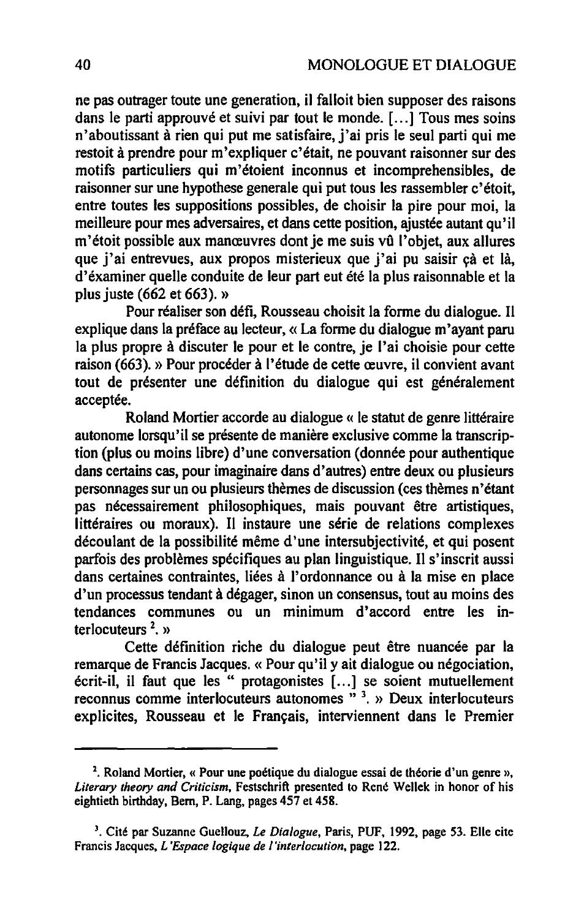ne pas outrager toute une generation, il falloit bien supposer des raisons dans le parti approuvé et suivi par tout le monde. [...] Tous mes soins n'aboutissant à rien qui put me satisfaire, j'ai pris le seul parti qui me restoit à prendre pour m'expliquer c'était, ne pouvant raisonner sur des motifs particuliers qui m'étoient inconnus et incomprehensibles, de raisonner sur une hypothese generale qui put tous les rassembler c'étoit, entre toutes les suppositions possibles, de choisir la pire pour moi, la meilleure pour mes adversaires, et dans cette position, ajustée autant qu'il m'étoit possible aux manœuvres dont je me suis vû l'objet, aux allures que j'ai entrevues, aux propos misterieux que j'ai pu saisir çà et là, d'examiner quelle conduite de leur part eut été la plus raisonnable et la plus juste (662 et 663). »

Pour réaliser son défi, Rousseau choisit la forme du dialogue. Il explique dans la préface au lecteur, « La forme du dialogue m'ayant paru la plus propre à discuter le pour et le contre, je l'ai choisie pour cette raison (663). » Pour procéder à l'étude de cette œuvre, il convient avant tout de présenter une définition du dialogue qui est généralement acceptée.

Roland Mortier accorde au dialogue « le statut de genre littéraire autonome lorsqu'il se présente de manière exclusive comme la transcription (plus ou moins libre) d'une conversation (donnée pour authentique dans certains cas, pour imaginaire dans d'autres) entre deux ou plusieurs personnages sur un ou plusieurs thèmes de discussion (ces thèmes n'étant pas nécessairement philosophiques, mais pouvant être artistiques, littéraires ou moraux). Il instaure une série de relations complexes découlant de la possibilité même d'une intersubjectivité, et qui posent parfois des problèmes spécifiques au plan linguistique. Il s'inscrit aussi dans certaines contraintes, liées à l'ordonnance ou à la mise en place d'un processus tendant à dégager, sinon un consensus, tout au moins des tendances communes ou un minimum d'accord entre les interlocuteurs [2]. »

Cette définition riche du dialogue peut être nuancée par la remarque de Francis Jacques. « Pour qu'il y ait dialogue ou négociation, écrit-il, il faut que les " protagonistes [...] se soient mutuellement reconnus comme interlocuteurs autonomes " [3]. » Deux interlocuteurs explicites, Rousseau et le Français, interviennent dans le Premier

---

[2]. Roland Mortier, « Pour une poétique du dialogue essai de théorie d'un genre », *Literary theory and Criticism*, Festschrift presented to René Wellek in honor of his eightieth birthday, Bern, P. Lang, pages 457 et 458.

[3]. Cité par Suzanne Guellouz, *Le Dialogue*, Paris, PUF, 1992, page 53. Elle cite Francis Jacques, *L'Espace logique de l'interlocution*, page 122.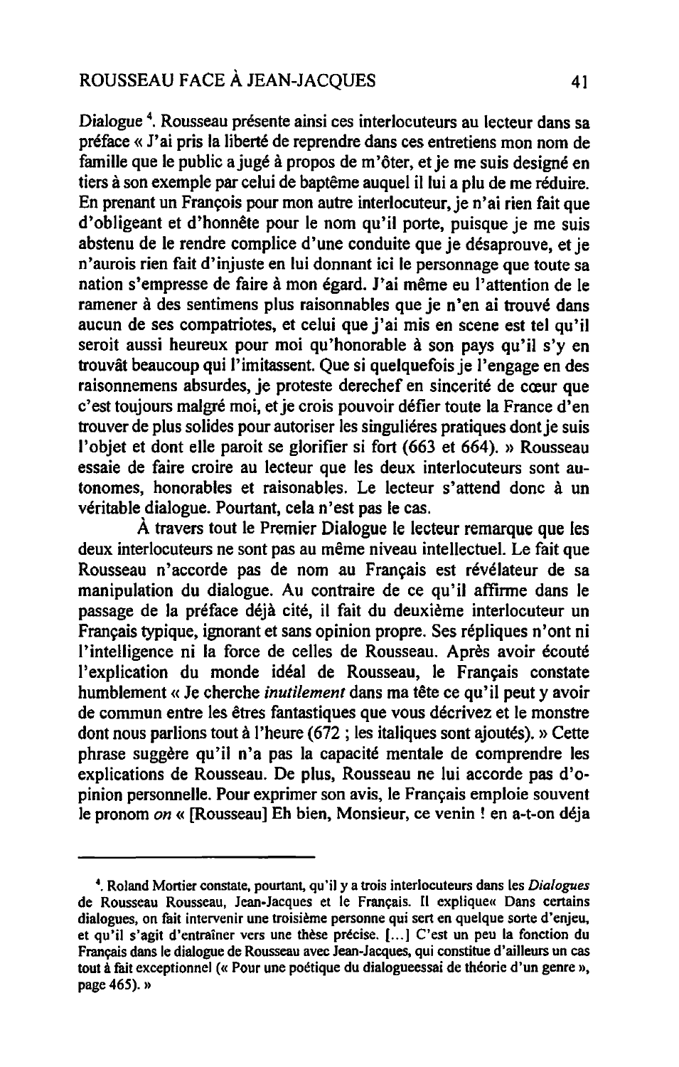Dialogue [4]. Rousseau présente ainsi ces interlocuteurs au lecteur dans sa préface « J'ai pris la liberté de reprendre dans ces entretiens mon nom de famille que le public a jugé à propos de m'ôter, et je me suis designé en tiers à son exemple par celui de baptême auquel il lui a plu de me réduire. En prenant un François pour mon autre interlocuteur, je n'ai rien fait que d'obligeant et d'honnête pour le nom qu'il porte, puisque je me suis abstenu de le rendre complice d'une conduite que je désaprouve, et je n'aurois rien fait d'injuste en lui donnant ici le personnage que toute sa nation s'empresse de faire à mon égard. J'ai même eu l'attention de le ramener à des sentimens plus raisonnables que je n'en ai trouvé dans aucun de ses compatriotes, et celui que j'ai mis en scene est tel qu'il seroit aussi heureux pour moi qu'honorable à son pays qu'il s'y en trouvât beaucoup qui l'imitassent. Que si quelquefois je l'engage en des raisonnemens absurdes, je proteste derechef en sincerité de cœur que c'est toujours malgré moi, et je crois pouvoir défier toute la France d'en trouver de plus solides pour autoriser les singuliéres pratiques dont je suis l'objet et dont elle paroit se glorifier si fort (663 et 664). » Rousseau essaie de faire croire au lecteur que les deux interlocuteurs sont autonomes, honorables et raisonables. Le lecteur s'attend donc à un véritable dialogue. Pourtant, cela n'est pas le cas.

À travers tout le Premier Dialogue le lecteur remarque que les deux interlocuteurs ne sont pas au même niveau intellectuel. Le fait que Rousseau n'accorde pas de nom au Français est révélateur de sa manipulation du dialogue. Au contraire de ce qu'il affirme dans le passage de la préface déjà cité, il fait du deuxième interlocuteur un Français typique, ignorant et sans opinion propre. Ses répliques n'ont ni l'intelligence ni la force de celles de Rousseau. Après avoir écouté l'explication du monde idéal de Rousseau, le Français constate humblement « Je cherche *inutilement* dans ma tête ce qu'il peut y avoir de commun entre les êtres fantastiques que vous décrivez et le monstre dont nous parlions tout à l'heure (672 ; les italiques sont ajoutés). » Cette phrase suggère qu'il n'a pas la capacité mentale de comprendre les explications de Rousseau. De plus, Rousseau ne lui accorde pas d'opinion personnelle. Pour exprimer son avis, le Français emploie souvent le pronom *on* « [Rousseau] Eh bien, Monsieur, ce venin ! en a-t-on déja

---

[4]. Roland Mortier constate, pourtant, qu'il y a trois interlocuteurs dans les *Dialogues* de Rousseau Rousseau, Jean-Jacques et le Français. Il explique« Dans certains dialogues, on fait intervenir une troisième personne qui sert en quelque sorte d'enjeu, et qu'il s'agit d'entraîner vers une thèse précise. [...] C'est un peu la fonction du Français dans le dialogue de Rousseau avec Jean-Jacques, qui constitue d'ailleurs un cas tout à fait exceptionnel (« Pour une poétique du dialogueessai de théorie d'un genre », page 465). »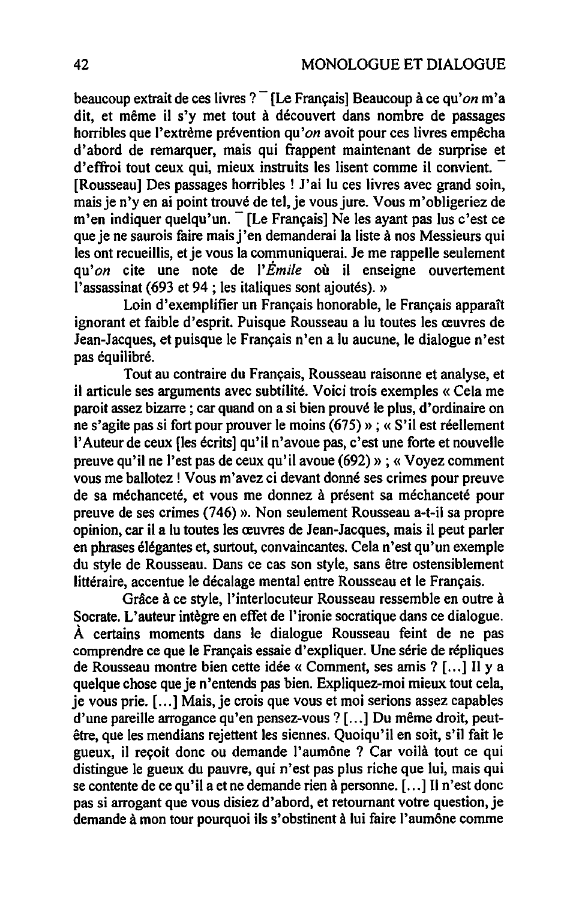beaucoup extrait de ces livres ? ¯ [Le Français] Beaucoup à ce qu'*on* m'a dit, et même il s'y met tout à découvert dans nombre de passages horribles que l'extrême prévention qu'*on* avoit pour ces livres empêcha d'abord de remarquer, mais qui frappent maintenant de surprise et d'effroi tout ceux qui, mieux instruits les lisent comme il convient. ¯ [Rousseau] Des passages horribles ! J'ai lu ces livres avec grand soin, mais je n'y en ai point trouvé de tel, je vous jure. Vous m'obligeriez de m'en indiquer quelqu'un. ¯ [Le Français] Ne les ayant pas lus c'est ce que je ne saurois faire mais j'en demanderai la liste à nos Messieurs qui les ont recueillis, et je vous la communiquerai. Je me rappelle seulement qu'*on* cite une note de l'*Émile* où il enseigne ouvertement l'assassinat (693 et 94 ; les italiques sont ajoutés). »

Loin d'exemplifier un Français honorable, le Français apparaît ignorant et faible d'esprit. Puisque Rousseau a lu toutes les œuvres de Jean-Jacques, et puisque le Français n'en a lu aucune, le dialogue n'est pas équilibré.

Tout au contraire du Français, Rousseau raisonne et analyse, et il articule ses arguments avec subtilité. Voici trois exemples « Cela me paroit assez bizarre ; car quand on a si bien prouvé le plus, d'ordinaire on ne s'agite pas si fort pour prouver le moins (675) » ; « S'il est réellement l'Auteur de ceux [les écrits] qu'il n'avoue pas, c'est une forte et nouvelle preuve qu'il ne l'est pas de ceux qu'il avoue (692) » ; « Voyez comment vous me ballotez ! Vous m'avez ci devant donné ses crimes pour preuve de sa méchanceté, et vous me donnez à présent sa méchanceté pour preuve de ses crimes (746) ». Non seulement Rousseau a-t-il sa propre opinion, car il a lu toutes les œuvres de Jean-Jacques, mais il peut parler en phrases élégantes et, surtout, convaincantes. Cela n'est qu'un exemple du style de Rousseau. Dans ce cas son style, sans être ostensiblement littéraire, accentue le décalage mental entre Rousseau et le Français.

Grâce à ce style, l'interlocuteur Rousseau ressemble en outre à Socrate. L'auteur intègre en effet de l'ironie socratique dans ce dialogue. À certains moments dans le dialogue Rousseau feint de ne pas comprendre ce que le Français essaie d'expliquer. Une série de répliques de Rousseau montre bien cette idée « Comment, ses amis ? [...] Il y a quelque chose que je n'entends pas bien. Expliquez-moi mieux tout cela, je vous prie. [...] Mais, je crois que vous et moi serions assez capables d'une pareille arrogance qu'en pensez-vous ? [...] Du même droit, peut-être, que les mendians rejettent les siennes. Quoiqu'il en soit, s'il fait le gueux, il reçoit donc ou demande l'aumône ? Car voilà tout ce qui distingue le gueux du pauvre, qui n'est pas plus riche que lui, mais qui se contente de ce qu'il a et ne demande rien à personne. [...] Il n'est donc pas si arrogant que vous disiez d'abord, et retournant votre question, je demande à mon tour pourquoi ils s'obstinent à lui faire l'aumône comme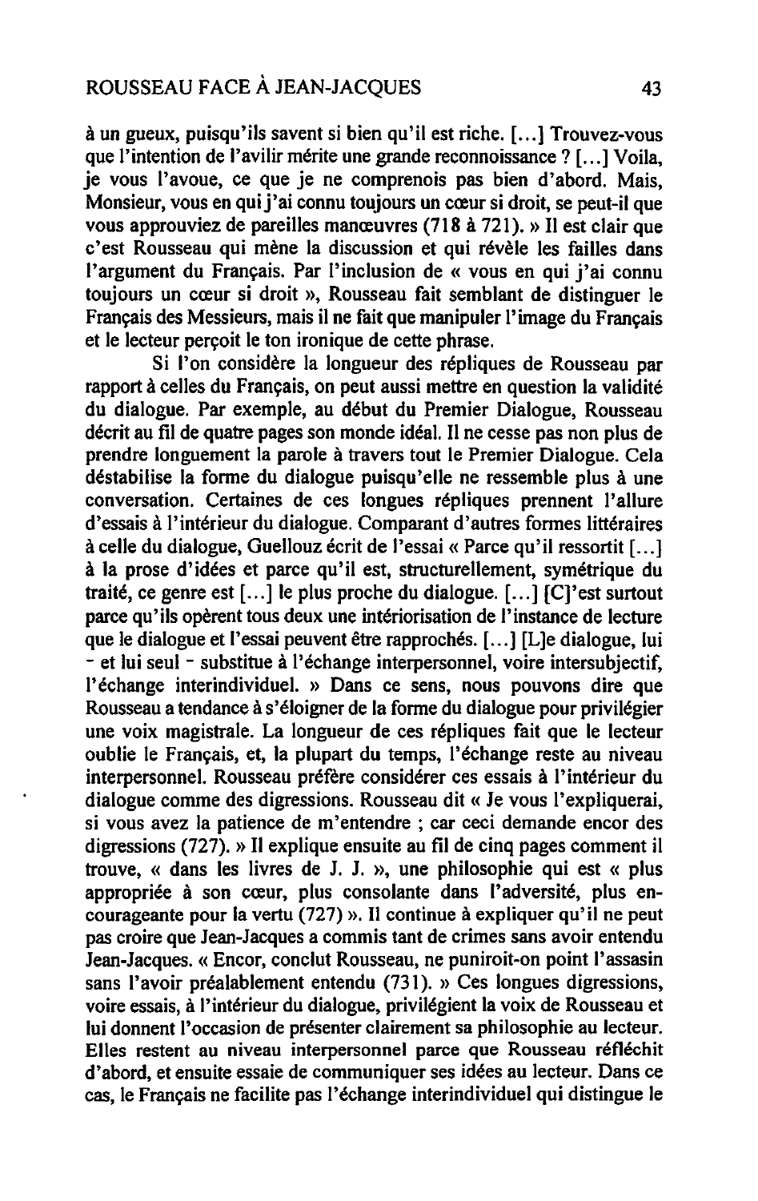à un gueux, puisqu'ils savent si bien qu'il est riche. [...] Trouvez-vous que l'intention de l'avilir mérite une grande reconnoissance ? [...] Voila, je vous l'avoue, ce que je ne comprenois pas bien d'abord. Mais, Monsieur, vous en qui j'ai connu toujours un cœur si droit, se peut-il que vous approuviez de pareilles manœuvres (718 à 721). » Il est clair que c'est Rousseau qui mène la discussion et qui révèle les failles dans l'argument du Français. Par l'inclusion de « vous en qui j'ai connu toujours un cœur si droit », Rousseau fait semblant de distinguer le Français des Messieurs, mais il ne fait que manipuler l'image du Français et le lecteur perçoit le ton ironique de cette phrase.

Si l'on considère la longueur des répliques de Rousseau par rapport à celles du Français, on peut aussi mettre en question la validité du dialogue. Par exemple, au début du Premier Dialogue, Rousseau décrit au fil de quatre pages son monde idéal. Il ne cesse pas non plus de prendre longuement la parole à travers tout le Premier Dialogue. Cela déstabilise la forme du dialogue puisqu'elle ne ressemble plus à une conversation. Certaines de ces longues répliques prennent l'allure d'essais à l'intérieur du dialogue. Comparant d'autres formes littéraires à celle du dialogue, Guellouz écrit de l'essai « Parce qu'il ressortit [...] à la prose d'idées et parce qu'il est, structurellement, symétrique du traité, ce genre est [...] le plus proche du dialogue. [...] [C]'est surtout parce qu'ils opèrent tous deux une intériorisation de l'instance de lecture que le dialogue et l'essai peuvent être rapprochés. [...] [L]e dialogue, lui - et lui seul - substitue à l'échange interpersonnel, voire intersubjectif, l'échange interindividuel. » Dans ce sens, nous pouvons dire que Rousseau a tendance à s'éloigner de la forme du dialogue pour privilégier une voix magistrale. La longueur de ces répliques fait que le lecteur oublie le Français, et, la plupart du temps, l'échange reste au niveau interpersonnel. Rousseau préfère considérer ces essais à l'intérieur du dialogue comme des digressions. Rousseau dit « Je vous l'expliquerai, si vous avez la patience de m'entendre ; car ceci demande encor des digressions (727). » Il explique ensuite au fil de cinq pages comment il trouve, « dans les livres de J. J. », une philosophie qui est « plus appropriée à son cœur, plus consolante dans l'adversité, plus encourageante pour la vertu (727) ». Il continue à expliquer qu'il ne peut pas croire que Jean-Jacques a commis tant de crimes sans avoir entendu Jean-Jacques. « Encor, conclut Rousseau, ne puniroit-on point l'assasin sans l'avoir préalablement entendu (731). » Ces longues digressions, voire essais, à l'intérieur du dialogue, privilégient la voix de Rousseau et lui donnent l'occasion de présenter clairement sa philosophie au lecteur. Elles restent au niveau interpersonnel parce que Rousseau réfléchit d'abord, et ensuite essaie de communiquer ses idées au lecteur. Dans ce cas, le Français ne facilite pas l'échange interindividuel qui distingue le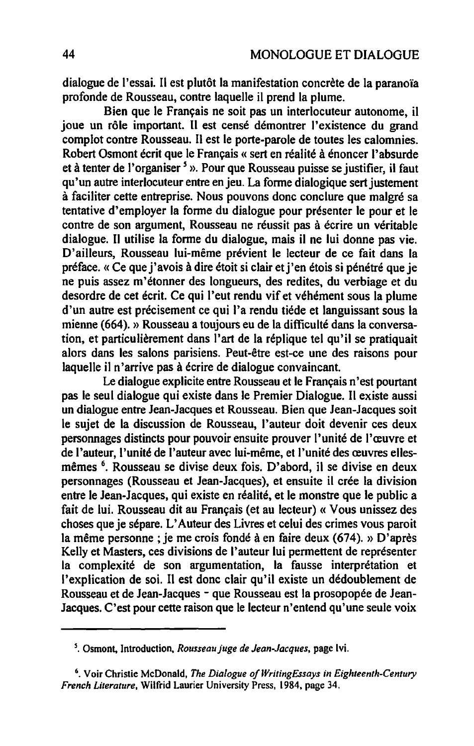dialogue de l'essai. Il est plutôt la manifestation concrète de la paranoïa profonde de Rousseau, contre laquelle il prend la plume.

Bien que le Français ne soit pas un interlocuteur autonome, il joue un rôle important. Il est censé démontrer l'existence du grand complot contre Rousseau. Il est le porte-parole de toutes les calomnies. Robert Osmont écrit que le Français « sert en réalité à énoncer l'absurde et à tenter de l'organiser [5] ». Pour que Rousseau puisse se justifier, il faut qu'un autre interlocuteur entre en jeu. La forme dialogique sert justement à faciliter cette entreprise. Nous pouvons donc conclure que malgré sa tentative d'employer la forme du dialogue pour présenter le pour et le contre de son argument, Rousseau ne réussit pas à écrire un véritable dialogue. Il utilise la forme du dialogue, mais il ne lui donne pas vie. D'ailleurs, Rousseau lui-même prévient le lecteur de ce fait dans la préface. « Ce que j'avois à dire étoit si clair et j'en étois si pénétré que je ne puis assez m'étonner des longueurs, des redites, du verbiage et du desordre de cet écrit. Ce qui l'eut rendu vif et véhément sous la plume d'un autre est précisement ce qui l'a rendu tiéde et languissant sous la mienne (664). » Rousseau a toujours eu de la difficulté dans la conversation, et particulièrement dans l'art de la réplique tel qu'il se pratiquait alors dans les salons parisiens. Peut-être est-ce une des raisons pour laquelle il n'arrive pas à écrire de dialogue convaincant.

Le dialogue explicite entre Rousseau et le Français n'est pourtant pas le seul dialogue qui existe dans le Premier Dialogue. Il existe aussi un dialogue entre Jean-Jacques et Rousseau. Bien que Jean-Jacques soit le sujet de la discussion de Rousseau, l'auteur doit devenir ces deux personnages distincts pour pouvoir ensuite prouver l'unité de l'œuvre et de l'auteur, l'unité de l'auteur avec lui-même, et l'unité des œuvres elles-mêmes [6]. Rousseau se divise deux fois. D'abord, il se divise en deux personnages (Rousseau et Jean-Jacques), et ensuite il crée la division entre le Jean-Jacques, qui existe en réalité, et le monstre que le public a fait de lui. Rousseau dit au Français (et au lecteur) « Vous unissez des choses que je sépare. L'Auteur des Livres et celui des crimes vous paroit la même personne ; je me crois fondé à en faire deux (674). » D'après Kelly et Masters, ces divisions de l'auteur lui permettent de représenter la complexité de son argumentation, la fausse interprétation et l'explication de soi. Il est donc clair qu'il existe un dédoublement de Rousseau et de Jean-Jacques - que Rousseau est la prosopopée de Jean-Jacques. C'est pour cette raison que le lecteur n'entend qu'une seule voix

---

[5]. Osmont, Introduction, *Rousseau juge de Jean-Jacques*, page lvi.

[6]. Voir Christie McDonald, *The Dialogue of WritingEssays in Eighteenth-Century French Literature*, Wilfrid Laurier University Press, 1984, page 34.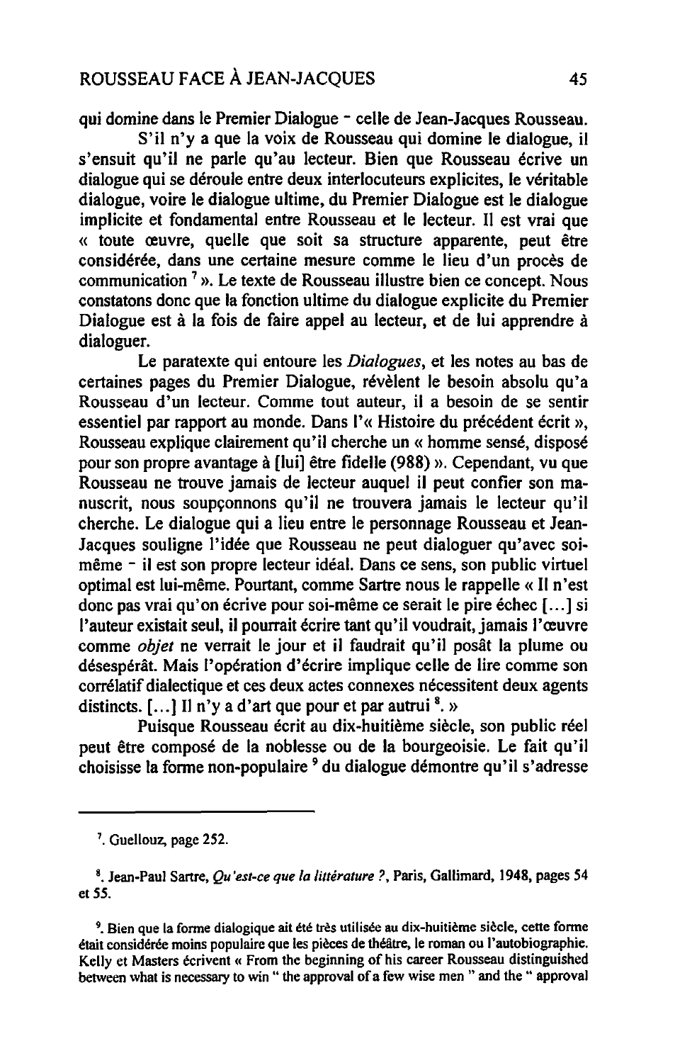qui domine dans le Premier Dialogue - celle de Jean-Jacques Rousseau.

S'il n'y a que la voix de Rousseau qui domine le dialogue, il s'ensuit qu'il ne parle qu'au lecteur. Bien que Rousseau écrive un dialogue qui se déroule entre deux interlocuteurs explicites, le véritable dialogue, voire le dialogue ultime, du Premier Dialogue est le dialogue implicite et fondamental entre Rousseau et le lecteur. Il est vrai que « toute œuvre, quelle que soit sa structure apparente, peut être considérée, dans une certaine mesure comme le lieu d'un procès de communication [7] ». Le texte de Rousseau illustre bien ce concept. Nous constatons donc que la fonction ultime du dialogue explicite du Premier Dialogue est à la fois de faire appel au lecteur, et de lui apprendre à dialoguer.

Le paratexte qui entoure les *Dialogues*, et les notes au bas de certaines pages du Premier Dialogue, révèlent le besoin absolu qu'a Rousseau d'un lecteur. Comme tout auteur, il a besoin de se sentir essentiel par rapport au monde. Dans l'« Histoire du précédent écrit », Rousseau explique clairement qu'il cherche un « homme sensé, disposé pour son propre avantage à [lui] être fidelle (988) ». Cependant, vu que Rousseau ne trouve jamais de lecteur auquel il peut confier son manuscrit, nous soupçonnons qu'il ne trouvera jamais le lecteur qu'il cherche. Le dialogue qui a lieu entre le personnage Rousseau et Jean-Jacques souligne l'idée que Rousseau ne peut dialoguer qu'avec soi-même - il est son propre lecteur idéal. Dans ce sens, son public virtuel optimal est lui-même. Pourtant, comme Sartre nous le rappelle « Il n'est donc pas vrai qu'on écrive pour soi-même ce serait le pire échec [...] si l'auteur existait seul, il pourrait écrire tant qu'il voudrait, jamais l'œuvre comme *objet* ne verrait le jour et il faudrait qu'il posât la plume ou désespérât. Mais l'opération d'écrire implique celle de lire comme son corrélatif dialectique et ces deux actes connexes nécessitent deux agents distincts. [...] Il n'y a d'art que pour et par autrui [8]. »

Puisque Rousseau écrit au dix-huitième siècle, son public réel peut être composé de la noblesse ou de la bourgeoisie. Le fait qu'il choisisse la forme non-populaire [9] du dialogue démontre qu'il s'adresse

---

[7]. Guellouz, page 252.

[8]. Jean-Paul Sartre, *Qu'est-ce que la littérature ?*, Paris, Gallimard, 1948, pages 54 et 55.

[9]. Bien que la forme dialogique ait été très utilisée au dix-huitième siècle, cette forme était considérée moins populaire que les pièces de théâtre, le roman ou l'autobiographie. Kelly et Masters écrivent « From the beginning of his career Rousseau distinguished between what is necessary to win " the approval of a few wise men " and the " approval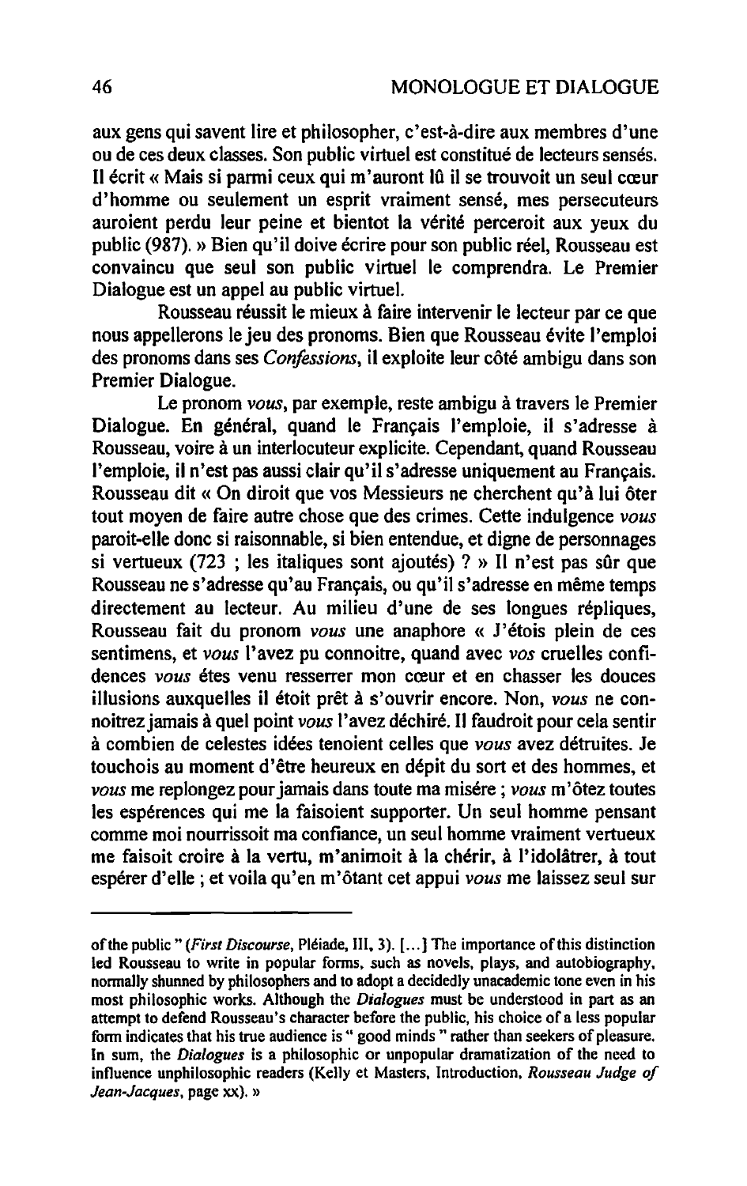aux gens qui savent lire et philosopher, c'est-à-dire aux membres d'une ou de ces deux classes. Son public virtuel est constitué de lecteurs sensés. Il écrit « Mais si parmi ceux qui m'auront lû il se trouvoit un seul cœur d'homme ou seulement un esprit vraiment sensé, mes persecuteurs auroient perdu leur peine et bientot la vérité perceroit aux yeux du public (987). » Bien qu'il doive écrire pour son public réel, Rousseau est convaincu que seul son public virtuel le comprendra. Le Premier Dialogue est un appel au public virtuel.

Rousseau réussit le mieux à faire intervenir le lecteur par ce que nous appellerons le jeu des pronoms. Bien que Rousseau évite l'emploi des pronoms dans ses *Confessions*, il exploite leur côté ambigu dans son Premier Dialogue.

Le pronom *vous*, par exemple, reste ambigu à travers le Premier Dialogue. En général, quand le Français l'emploie, il s'adresse à Rousseau, voire à un interlocuteur explicite. Cependant, quand Rousseau l'emploie, il n'est pas aussi clair qu'il s'adresse uniquement au Français. Rousseau dit « On diroit que vos Messieurs ne cherchent qu'à lui ôter tout moyen de faire autre chose que des crimes. Cette indulgence *vous* paroit-elle donc si raisonnable, si bien entendue, et digne de personnages si vertueux (723 ; les italiques sont ajoutés) ? » Il n'est pas sûr que Rousseau ne s'adresse qu'au Français, ou qu'il s'adresse en même temps directement au lecteur. Au milieu d'une de ses longues répliques, Rousseau fait du pronom *vous* une anaphore « J'étois plein de ces sentimens, et *vous* l'avez pu connoitre, quand avec *vos* cruelles confidences *vous* êtes venu resserrer mon cœur et en chasser les douces illusions auxquelles il étoit prêt à s'ouvrir encore. Non, *vous* ne connoitrez jamais à quel point *vous* l'avez déchiré. Il faudroit pour cela sentir à combien de celestes idées tenoient celles que *vous* avez détruites. Je touchois au moment d'être heureux en dépit du sort et des hommes, et *vous* me replongez pour jamais dans toute ma misére ; *vous* m'ôtez toutes les espérences qui me la faisoient supporter. Un seul homme pensant comme moi nourrissoit ma confiance, un seul homme vraiment vertueux me faisoit croire à la vertu, m'animoit à la chérir, à l'idolâtrer, à tout espérer d'elle ; et voila qu'en m'ôtant cet appui *vous* me laissez seul sur

---

of the public " (*First Discourse*, Pléiade, III, 3). [...] The importance of this distinction led Rousseau to write in popular forms, such as novels, plays, and autobiography, normally shunned by philosophers and to adopt a decidedly unacademic tone even in his most philosophic works. Although the *Dialogues* must be understood in part as an attempt to defend Rousseau's character before the public, his choice of a less popular form indicates that his true audience is " good minds " rather than seekers of pleasure. In sum, the *Dialogues* is a philosophic or unpopular dramatization of the need to influence unphilosophic readers (Kelly et Masters, Introduction, *Rousseau Judge of Jean-Jacques*, page xx). »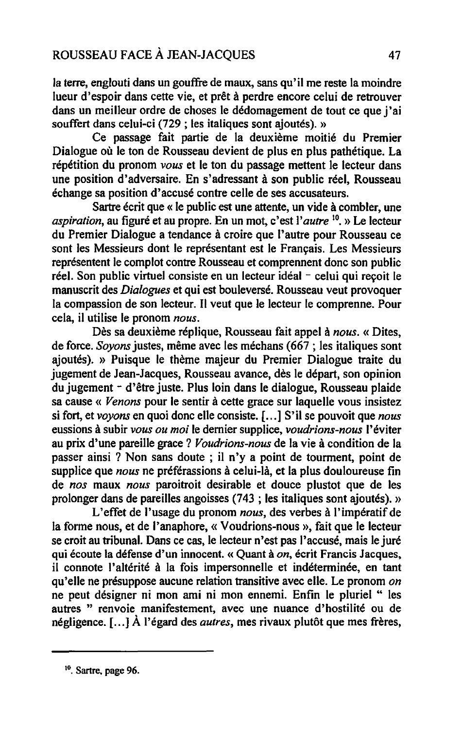la terre, englouti dans un gouffre de maux, sans qu'il me reste la moindre lueur d'espoir dans cette vie, et prêt à perdre encore celui de retrouver dans un meilleur ordre de choses le dédomagement de tout ce que j'ai souffert dans celui-ci (729 ; les italiques sont ajoutés). »

Ce passage fait partie de la deuxième moitié du Premier Dialogue où le ton de Rousseau devient de plus en plus pathétique. La répétition du pronom *vous* et le ton du passage mettent le lecteur dans une position d'adversaire. En s'adressant à son public réel, Rousseau échange sa position d'accusé contre celle de ses accusateurs.

Sartre écrit que « le public est une attente, un vide à combler, une *aspiration*, au figuré et au propre. En un mot, c'est l'*autre* [10]. » Le lecteur du Premier Dialogue a tendance à croire que l'autre pour Rousseau ce sont les Messieurs dont le représentant est le Français. Les Messieurs représentent le complot contre Rousseau et comprennent donc son public réel. Son public virtuel consiste en un lecteur idéal - celui qui reçoit le manuscrit des *Dialogues* et qui est bouleversé. Rousseau veut provoquer la compassion de son lecteur. Il veut que le lecteur le comprenne. Pour cela, il utilise le pronom *nous*.

Dès sa deuxième réplique, Rousseau fait appel à *nous*. « Dites, de force. *Soyons* justes, même avec les méchans (667 ; les italiques sont ajoutés). » Puisque le thème majeur du Premier Dialogue traite du jugement de Jean-Jacques, Rousseau avance, dès le départ, son opinion du jugement - d'être juste. Plus loin dans le dialogue, Rousseau plaide sa cause « *Venons* pour le sentir à cette grace sur laquelle vous insistez si fort, et *voyons* en quoi donc elle consiste. [...] S'il se pouvoit que *nous* eussions à subir *vous ou moi* le dernier supplice, *voudrions-nous* l'éviter au prix d'une pareille grace ? *Voudrions-nous* de la vie à condition de la passer ainsi ? Non sans doute ; il n'y a point de tourment, point de supplice que *nous* ne préférassions à celui-là, et la plus douloureuse fin de *nos* maux *nous* paroitroit desirable et douce plustot que de les prolonger dans de pareilles angoisses (743 ; les italiques sont ajoutés). »

L'effet de l'usage du pronom *nous*, des verbes à l'impératif de la forme nous, et de l'anaphore, « Voudrions-nous », fait que le lecteur se croit au tribunal. Dans ce cas, le lecteur n'est pas l'accusé, mais le juré qui écoute la défense d'un innocent. « Quant à *on*, écrit Francis Jacques, il connote l'altérité à la fois impersonnelle et indéterminée, en tant qu'elle ne présuppose aucune relation transitive avec elle. Le pronom *on* ne peut désigner ni mon ami ni mon ennemi. Enfin le pluriel " les autres " renvoie manifestement, avec une nuance d'hostilité ou de négligence. [...] À l'égard des *autres*, mes rivaux plutôt que mes frères,

---

[10]. Sartre, page 96.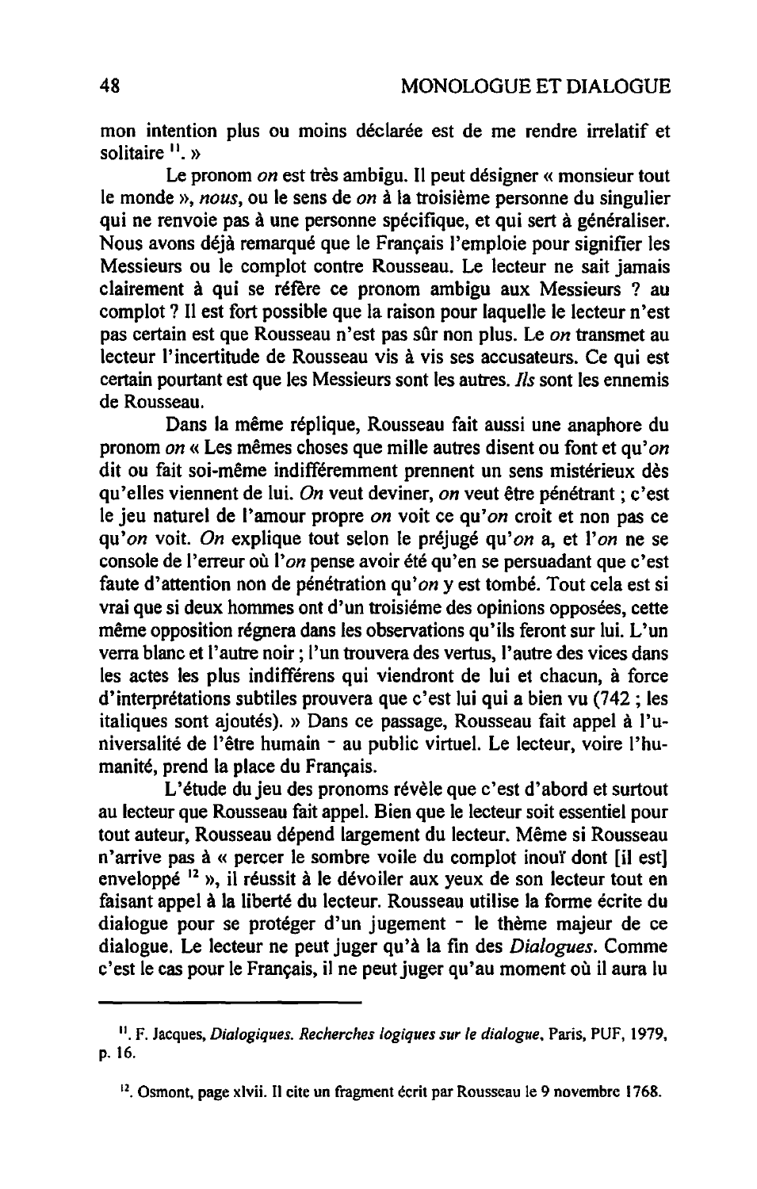mon intention plus ou moins déclarée est de me rendre irrelatif et solitaire [11]. »

Le pronom *on* est très ambigu. Il peut désigner « monsieur tout le monde », *nous*, ou le sens de *on* à la troisième personne du singulier qui ne renvoie pas à une personne spécifique, et qui sert à généraliser. Nous avons déjà remarqué que le Français l'emploie pour signifier les Messieurs ou le complot contre Rousseau. Le lecteur ne sait jamais clairement à qui se réfère ce pronom ambigu aux Messieurs ? au complot ? Il est fort possible que la raison pour laquelle le lecteur n'est pas certain est que Rousseau n'est pas sûr non plus. Le *on* transmet au lecteur l'incertitude de Rousseau vis à vis ses accusateurs. Ce qui est certain pourtant est que les Messieurs sont les autres. *Ils* sont les ennemis de Rousseau.

Dans la même réplique, Rousseau fait aussi une anaphore du pronom *on* « Les mêmes choses que mille autres disent ou font et qu'*on* dit ou fait soi-même indifféremment prennent un sens mistérieux dès qu'elles viennent de lui. *On* veut deviner, *on* veut être pénétrant ; c'est le jeu naturel de l'amour propre *on* voit ce qu'*on* croit et non pas ce qu'*on* voit. *On* explique tout selon le préjugé qu'*on* a, et l'*on* ne se console de l'erreur où l'*on* pense avoir été qu'en se persuadant que c'est faute d'attention non de pénétration qu'*on* y est tombé. Tout cela est si vrai que si deux hommes ont d'un troisiéme des opinions opposées, cette même opposition régnera dans les observations qu'ils feront sur lui. L'un verra blanc et l'autre noir ; l'un trouvera des vertus, l'autre des vices dans les actes les plus indifférens qui viendront de lui et chacun, à force d'interprétations subtiles prouvera que c'est lui qui a bien vu (742 ; les italiques sont ajoutés). » Dans ce passage, Rousseau fait appel à l'universalité de l'être humain - au public virtuel. Le lecteur, voire l'humanité, prend la place du Français.

L'étude du jeu des pronoms révèle que c'est d'abord et surtout au lecteur que Rousseau fait appel. Bien que le lecteur soit essentiel pour tout auteur, Rousseau dépend largement du lecteur. Même si Rousseau n'arrive pas à « percer le sombre voile du complot inouï dont [il est] enveloppé [12] », il réussit à le dévoiler aux yeux de son lecteur tout en faisant appel à la liberté du lecteur. Rousseau utilise la forme écrite du dialogue pour se protéger d'un jugement - le thème majeur de ce dialogue. Le lecteur ne peut juger qu'à la fin des *Dialogues*. Comme c'est le cas pour le Français, il ne peut juger qu'au moment où il aura lu

---

[11]. F. Jacques, *Dialogiques. Recherches logiques sur le dialogue*, Paris, PUF, 1979, p. 16.

[12]. Osmont, page xlvii. Il cite un fragment écrit par Rousseau le 9 novembre 1768.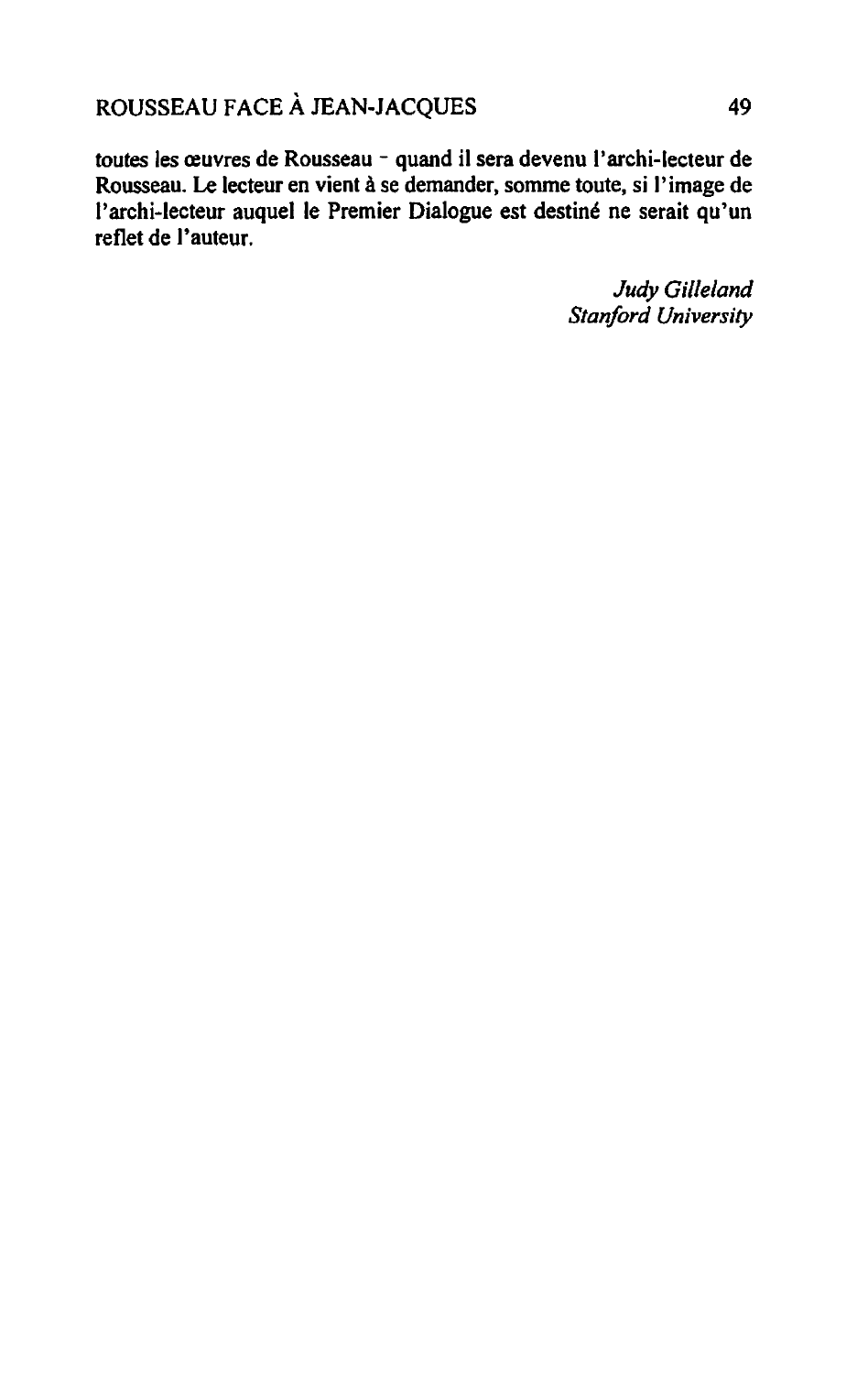toutes les œuvres de Rousseau - quand il sera devenu l'archi-lecteur de Rousseau. Le lecteur en vient à se demander, somme toute, si l'image de l'archi-lecteur auquel le Premier Dialogue est destiné ne serait qu'un reflet de l'auteur.

*Judy Gilleland*
*Stanford University*